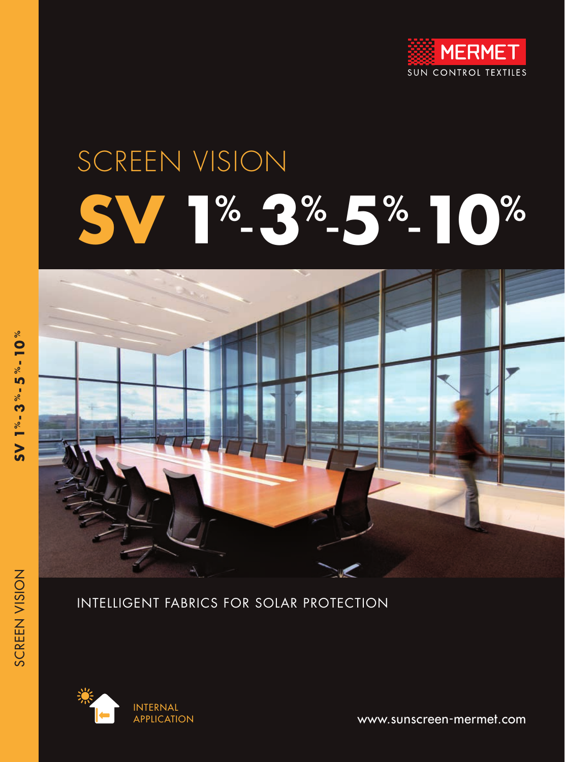MERMET
SUN CONTROL TEXTILES

# SCREEN VISION

# SV 1%-3%-5%-10%

INTELLIGENT FABRICS FOR SOLAR PROTECTION

INTERNAL APPLICATION

www.sunscreen-mermet.com

SV 1%-3%-5%-10%

SCREEN VISION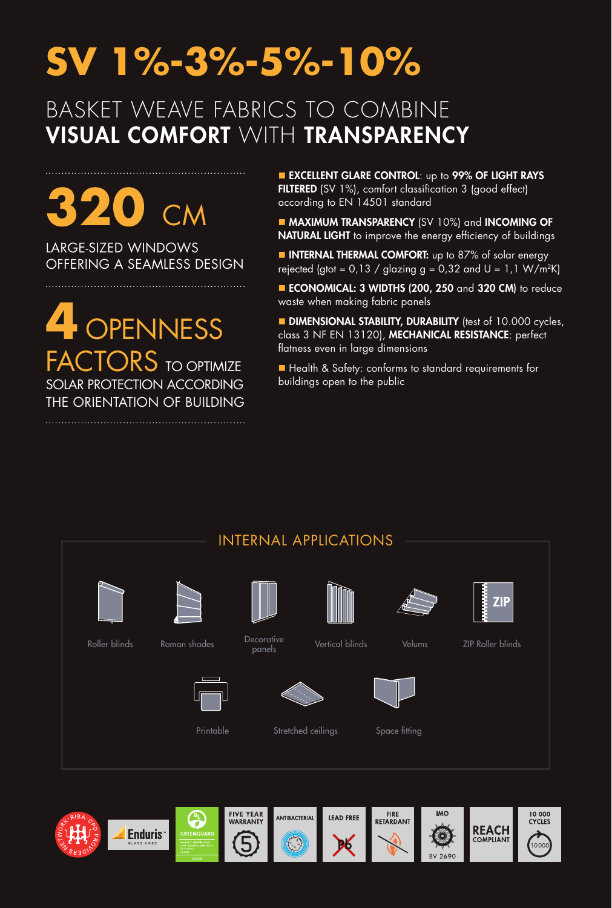# SV 1%-3%-5%-10%

## BASKET WEAVE FABRICS TO COMBINE **VISUAL COMFORT** WITH **TRANSPARENCY**

**320** CM

LARGE-SIZED WINDOWS OFFERING A SEAMLESS DESIGN

**4** OPENNESS FACTORS TO OPTIMIZE SOLAR PROTECTION ACCORDING THE ORIENTATION OF BUILDING

- **EXCELLENT GLARE CONTROL**: up to **99% OF LIGHT RAYS FILTERED** (SV 1%), comfort classification 3 (good effect) according to EN 14501 standard
- **MAXIMUM TRANSPARENCY** (SV 10%) and **INCOMING OF NATURAL LIGHT** to improve the energy efficiency of buildings
- **INTERNAL THERMAL COMFORT:** up to 87% of solar energy rejected (gtot = 0,13 / glazing g = 0,32 and U = 1,1 W/m²K)
- **ECONOMICAL: 3 WIDTHS (200, 250** and **320 CM)** to reduce waste when making fabric panels
- **DIMENSIONAL STABILITY, DURABILITY** (test of 10.000 cycles, class 3 NF EN 13120), **MECHANICAL RESISTANCE**: perfect flatness even in large dimensions
- Health & Safety: conforms to standard requirements for buildings open to the public

## INTERNAL APPLICATIONS

Roller blinds | Roman shades | Decorative panels | Vertical blinds | Velums | ZIP Roller blinds | Printable | Stretched ceilings | Space fitting

NETWORK RIBA CPD PROVIDERS | Enduris GLASS CORE | GREENGUARD GOLD | FIVE YEAR WARRANTY | ANTIBACTERIAL | LEAD FREE | FIRE RETARDANT | IMO BV 2690 | REACH COMPLIANT | 10 000 CYCLES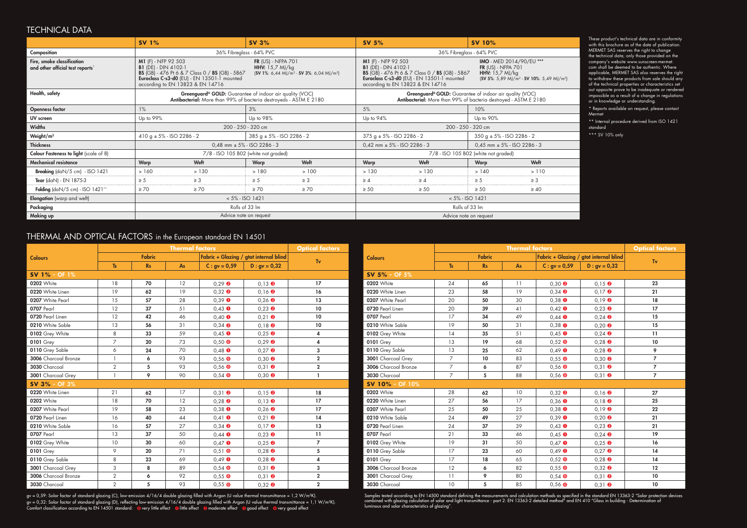## TECHNICAL DATA

| | SV 1% | | SV 3% | | SV 5% | | SV 10% | |
|---|---|---|---|---|---|---|---|---|
| **Composition** | 36% Fibreglass - 64% PVC | | | | 36% Fibreglass - 64% PVC | | | |
| **Fire, smoke classification and other official test reports*** | **M1** (F) - NFP 92 503<br>**B1** (DE) - DIN 4102-1<br>**BS** (GB) - 476 Pt 6 & 7 Class 0 / **BS** (GB) - 5867<br>**Euroclass C-s3-d0** (EU) - EN 13501-1 mounted according to EN 13823 & EN 14716 | | **FR** (US) - NFPA 701<br>**HHV:** 15,7 MJ/kg<br>(**SV 1%**: 6,44 MJ/m² - **SV 3%**: 6,04 MJ/m²) | | **M1** (F) - NFP 92 503<br>**B1** (DE) - DIN 4102-1<br>**BS** (GB) - 476 Pt 6 & 7 Class 0 / **BS** (GB) - 5867<br>**Euroclass C-s3-d0** (EU) - EN 13501-1 mounted according to EN 13823 & EN 14716 | | **IMO** - MED 2014/90/EU ***<br>**FR** (US) - NFPA 701<br>**HHV:** 15,7 MJ/kg<br>(**SV 5%**: 5,89 MJ/m² - **SV 10%**: 5,49 MJ/m²) | |
| **Health, safety** | **Greenguard® GOLD:** Guarantee of indoor air quality (VOC)<br>**Antibacterial:** More than 99% of bacteria destroyeds - ASTM E 2180 | | | | **Greenguard® GOLD:** Guarantee of indoor air quality (VOC)<br>**Antibacterial:** More than 99% of bacteria destroyed - ASTM E 2180 | | | |
| **Openness factor** | 1% | | 3% | | 5% | | 10% | |
| **UV screen** | Up to 99% | | Up to 98% | | Up to 94% | | Up to 90% | |
| **Widths** | 200 - 250 - 320 cm | | | | 200 - 250 - 320 cm | | | |
| **Weight/m²** | 410 g ± 5% - ISO 2286 - 2 | | 385 g ± 5% - ISO 2286 - 2 | | 375 g ± 5% - ISO 2286 - 2 | | 350 g ± 5% - ISO 2286 - 2 | |
| **Thickness** | 0,48 mm ± 5% - ISO 2286 - 3 | | | | 0,42 mm ± 5% - ISO 2286 - 3 | | 0,45 mm ± 5% - ISO 2286 - 3 | |
| **Colour Fasteness to light** (scale of 8) | 7/8 - ISO 105 B02 (white not graded) | | | | 7/8 - ISO 105 B02 (white not graded) | | | |
| **Mechanical resistance** | Warp | Weft | Warp | Weft | Warp | Weft | Warp | Weft |
| **Breaking** (daN/5 cm) - ISO 1421 | > 160 | > 130 | > 180 | > 100 | > 130 | > 130 | > 140 | > 110 |
| **Tear** (daN) - EN 1875-3 | ≥ 5 | ≥ 3 | ≥ 5 | ≥ 3 | ≥ 4 | ≥ 4 | ≥ 5 | ≥ 3 |
| **Folding** (daN/5 cm) - ISO 1421** | ≥ 70 | ≥ 70 | ≥ 70 | ≥ 70 | ≥ 50 | ≥ 50 | ≥ 50 | ≥ 40 |
| **Elongation** (warp and weft) | < 5% - ISO 1421 | | | | < 5% - ISO 1421 | | | |
| **Packaging** | Rolls of 33 lm | | | | Rolls of 33 lm | | | |
| **Making up** | Advice note on request | | | | Advice note on request | | | |

These product's technical data are in conformity with this brochure as of the date of publication. MERMET SAS reserves the right to change the technical data; only those provided on the company's website www.sunscreen-mermet.com shall be deemed to be authentic. Where applicable, MERMET SAS also reserves the right to withdraw these products from sale should any of the technical properties or characteristics set out opposite prove to be inadequate or rendered impossible as a result of a change in regulations or in knowledge or understanding.

* Reports available on request, please contact Mermet

** Internal procedure derived from ISO 1421 standard

*** SV 10% only

## THERMAL AND OPTICAL FACTORS in the European standard EN 14501

| Colours | Thermal factors | | | | | Optical factors |
|---|---|---|---|---|---|---|
| | Fabric | | | Fabric + Glazing / gtot internal blind | | Tv |
| | Ts | Rs | As | C : gv = 0,59 | D : gv = 0,32 | |
| **SV 1% - OF 1%** | | | | | | |
| **0202** White | 18 | **70** | 12 | 0,29 ❷ | 0,13 ❸ | **17** |
| **0220** White Linen | 19 | **62** | 19 | 0,32 ❷ | 0,16 ❷ | **16** |
| **0207** White Pearl | 15 | **57** | 28 | 0,39 ❶ | 0,26 ❷ | **13** |
| **0707** Pearl | 12 | **37** | 51 | 0,43 ❶ | 0,23 ❷ | **10** |
| **0720** Pearl Linen | 12 | **42** | 46 | 0,40 ❶ | 0,21 ❷ | **10** |
| **0210** White Sable | 13 | **56** | 31 | 0,34 ❷ | 0,18 ❷ | **10** |
| **0102** Grey White | 8 | **33** | 59 | 0,45 ❶ | 0,25 ❷ | **4** |
| **0101** Grey | 7 | **20** | 73 | 0,50 ⓿ | 0,29 ❷ | **4** |
| **0110** Grey Sable | 6 | **24** | 70 | 0,48 ❶ | 0,27 ❷ | **3** |
| **3006** Charcoal Bronze | 1 | **6** | 93 | 0,56 ⓿ | 0,30 ❷ | **2** |
| **3030** Charcoal | 2 | **5** | 93 | 0,56 ⓿ | 0,31 ❷ | **2** |
| **3001** Charcoal Grey | 1 | **9** | 90 | 0,54 ⓿ | 0,30 ❷ | **1** |
| **SV 3% - OF 3%** | | | | | | |
| **0220** White Linen | 21 | **62** | 17 | 0,31 ❷ | 0,15 ❷ | **18** |
| **0202** White | 18 | **70** | 12 | 0,28 ❷ | 0,13 ❸ | **17** |
| **0207** White Pearl | 19 | **58** | 23 | 0,38 ❶ | 0,26 ❷ | **17** |
| **0720** Pearl Linen | 16 | **40** | 44 | 0,41 ❶ | 0,21 ❷ | **14** |
| **0210** White Sable | 16 | **57** | 27 | 0,34 ❷ | 0,17 ❷ | **13** |
| **0707** Pearl | 13 | **37** | 50 | 0,44 ❶ | 0,23 ❷ | **11** |
| **0102** Grey White | 10 | **30** | 60 | 0,47 ❶ | 0,25 ❷ | **7** |
| **0101** Grey | 9 | **20** | 71 | 0,51 ⓿ | 0,28 ❷ | **5** |
| **0110** Grey Sable | 8 | **23** | 69 | 0,49 ❶ | 0,28 ❷ | **4** |
| **3001** Charcoal Grey | 3 | **8** | 89 | 0,54 ⓿ | 0,31 ❷ | **3** |
| **3006** Charcoal Bronze | 2 | **6** | 92 | 0,55 ⓿ | 0,31 ❷ | **2** |
| **3030** Charcoal | 2 | **5** | 93 | 0,55 ⓿ | 0,32 ❷ | **2** |

| Colours | Thermal factors | | | | | Optical factors |
|---|---|---|---|---|---|---|
| | Fabric | | | Fabric + Glazing / gtot internal blind | | Tv |
| | Ts | Rs | As | C : gv = 0,59 | D : gv = 0,32 | |
| **SV 5% - OF 5%** | | | | | | |
| **0202** White | 24 | **65** | 11 | 0,30 ❷ | 0,15 ❷ | **23** |
| **0220** White Linen | 23 | **58** | 19 | 0,34 ❷ | 0,17 ❷ | **21** |
| **0207** White Pearl | 20 | **50** | 30 | 0,38 ❶ | 0,19 ❷ | **18** |
| **0720** Pearl Linen | 20 | **39** | 41 | 0,42 ❶ | 0,23 ❷ | **17** |
| **0707** Pearl | 17 | **34** | 49 | 0,44 ❶ | 0,24 ❷ | **15** |
| **0210** White Sable | 19 | **50** | 31 | 0,38 ❶ | 0,20 ❷ | **15** |
| **0102** Grey White | 14 | **35** | 51 | 0,45 ❶ | 0,24 ❷ | **11** |
| **0101** Grey | 13 | **19** | 68 | 0,52 ⓿ | 0,28 ❷ | **10** |
| **0110** Grey Sable | 13 | **25** | 62 | 0,49 ❶ | 0,28 ❷ | **9** |
| **3001** Charcoal Grey | 7 | **10** | 83 | 0,55 ⓿ | 0,30 ❷ | **7** |
| **3006** Charcoal Bronze | 7 | **6** | 87 | 0,56 ⓿ | 0,31 ❷ | **7** |
| **3030** Charcoal | 7 | **5** | 88 | 0,56 ⓿ | 0,31 ❷ | **7** |
| **SV 10% - OF 10%** | | | | | | |
| **0202** White | 28 | **62** | 10 | 0,32 ❷ | 0,16 ❷ | **27** |
| **0220** White Linen | 27 | **56** | 17 | 0,36 ❶ | 0,18 ❷ | **25** |
| **0207** White Pearl | 25 | **50** | 25 | 0,38 ❶ | 0,19 ❷ | **22** |
| **0210** White Sable | 24 | **49** | 27 | 0,39 ❶ | 0,20 ❷ | **21** |
| **0720** Pearl Linen | 24 | **37** | 39 | 0,43 ❶ | 0,23 ❷ | **21** |
| **0707** Pearl | 21 | **33** | 46 | 0,45 ❶ | 0,24 ❷ | **19** |
| **0102** Grey White | 19 | **31** | 50 | 0,47 ❶ | 0,25 ❷ | **16** |
| **0110** Grey Sable | 17 | **23** | 60 | 0,49 ❶ | 0,27 ❷ | **14** |
| **0101** Grey | 17 | **18** | 65 | 0,52 ⓿ | 0,28 ❷ | **14** |
| **3006** Charcoal Bronze | 12 | **6** | 82 | 0,55 ⓿ | 0,32 ❷ | **12** |
| **3001** Charcoal Grey | 11 | **9** | 80 | 0,54 ⓿ | 0,31 ❷ | **10** |
| **3030** Charcoal | 10 | **5** | 85 | 0,56 ⓿ | 0,31 ❷ | **10** |

gv = 0,59: Solar factor of standard glazing (C), low-emission 4/16/4 double glazing filled with Argon (U value thermal transmittance = 1,2 W/m²K).
gv = 0,32: Solar factor of standard glazing (D), reflecting low-emission 4/16/4 double glazing filled with Argon (U value thermal transmittance = 1,1 W/m²K).
Comfort classification according to EN 14501 standard: ⓿ very little effect ❶ little effect ❷ moderate effect ❸ good effect ❹ very good effect

Samples tested according to EN 14500 standard defining the measurements and calculation methods as specified in the standard EN 13363-2 "Solar protection devices combined with glazing calculation of solar and light transmittance - part 2: EN 13363-2 detailed method" and EN 410 "Glass in building - Determination of luminous and solar characteristics of glazing".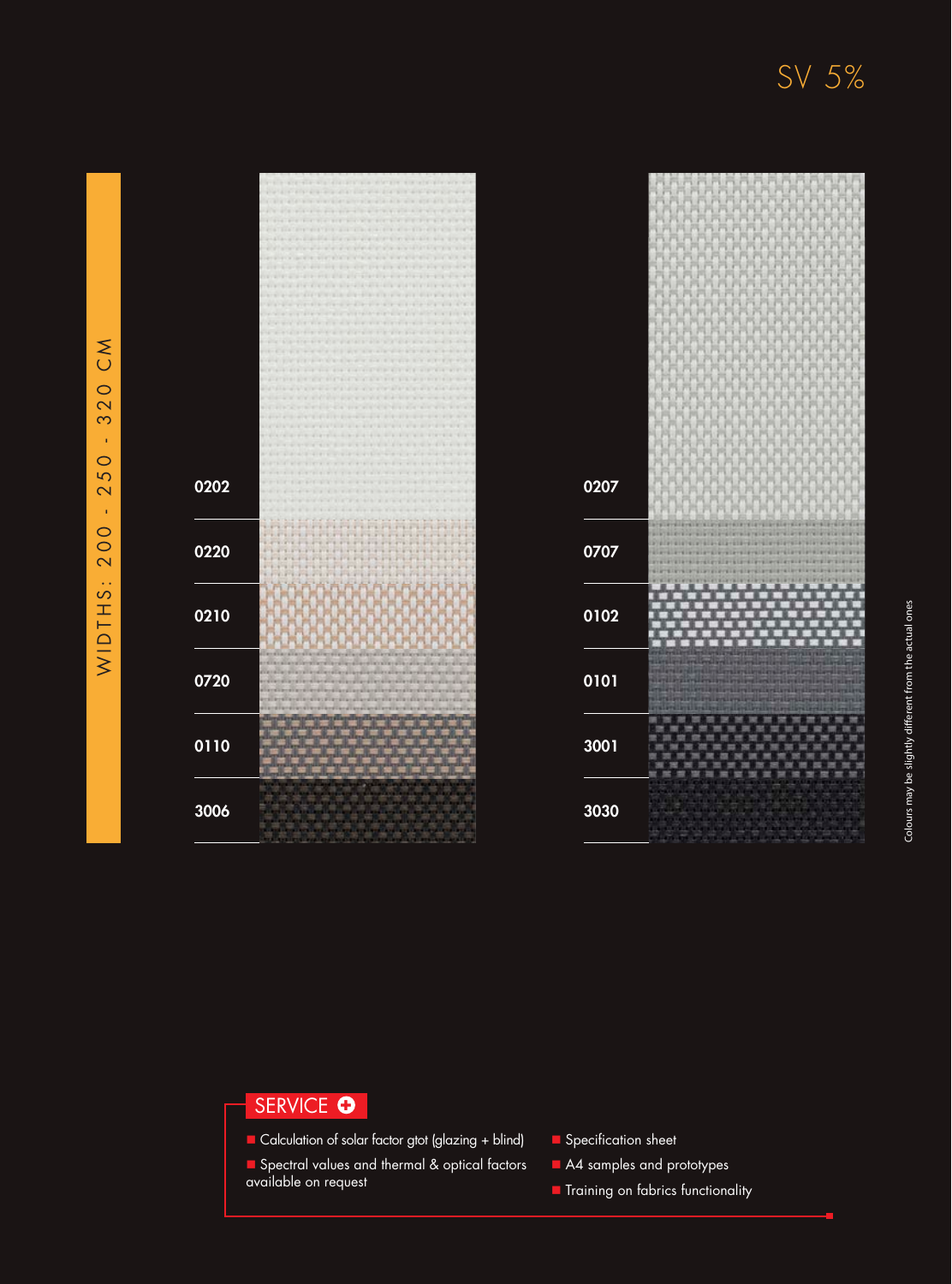# SV 5%

WIDTHS: 200 - 250 - 320 CM

0202

0220

0210

0720

0110

3006

0207

0707

0102

0101

3001

3030

Colours may be slightly different from the actual ones

## SERVICE

- Calculation of solar factor gtot (glazing + blind)
- Spectral values and thermal & optical factors available on request
- Specification sheet
- A4 samples and prototypes
- Training on fabrics functionality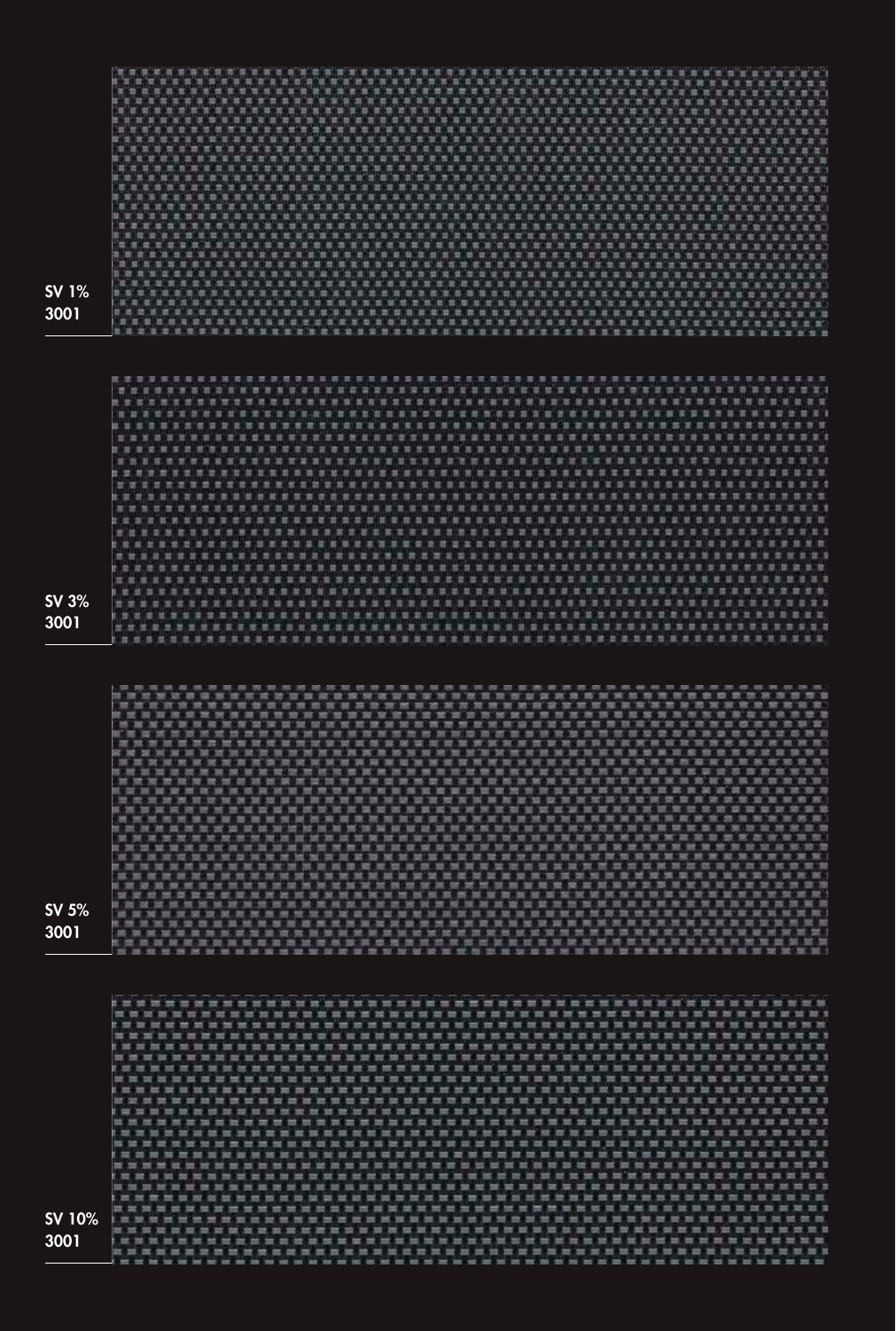SV 1%
3001

SV 3%
3001

SV 5%
3001

SV 10%
3001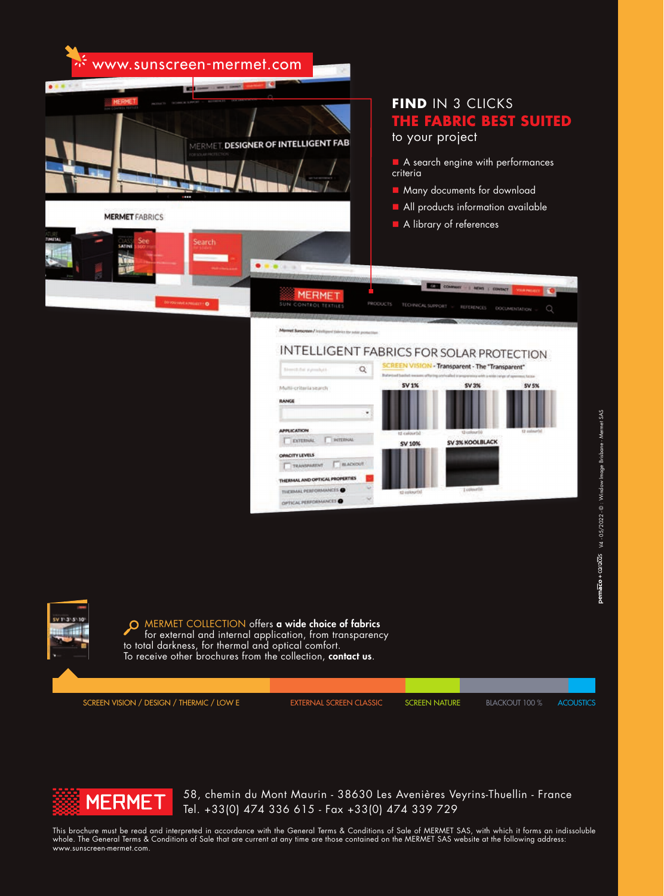www.sunscreen-mermet.com

## FIND IN 3 CLICKS THE FABRIC BEST SUITED to your project

- A search engine with performances criteria
- Many documents for download
- All products information available
- A library of references

MERMET COLLECTION offers **a wide choice of fabrics** for external and internal application, from transparency to total darkness, for thermal and optical comfort.
To receive other brochures from the collection, **contact us**.

SCREEN VISION / DESIGN / THERMIC / LOW E    EXTERNAL SCREEN CLASSIC    SCREEN NATURE    BLACKOUT 100 %    ACOUSTICS

MERMET

58, chemin du Mont Maurin - 38630 Les Avenières Veyrins-Thuellin - France
Tel. +33(0) 474 336 615 - Fax +33(0) 474 339 729

This brochure must be read and interpreted in accordance with the General Terms & Conditions of Sale of MERMET SAS, with which it forms an indissoluble whole. The General Terms & Conditions of Sale that are current at any time are those contained on the MERMET SAS website at the following address: www.sunscreen-mermet.com.

pemaco + caractos V4 - 05/2022 - © : Window Image Brisbane - Mermet SAS